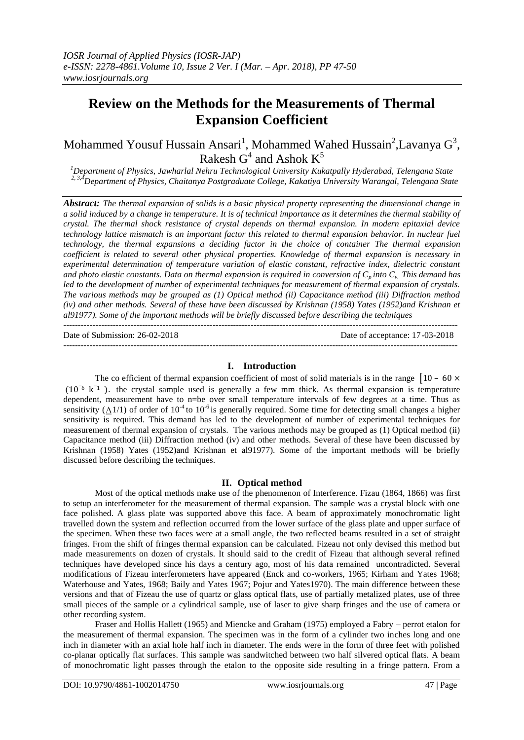# Review on the Methods for the Measurements of Thermal Expansion Coefficient

Mohammed Yousuf Hussain Ansari[1], Mohammed Wahed Hussain[2], Lavanya G[3], Rakesh G[4] and Ashok K[5]

[1]Department of Physics, Jawharlal Nehru Technological University Kukatpally Hyderabad, Telengana State
[2, 3,4]Department of Physics, Chaitanya Postgraduate College, Kakatiya University Warangal, Telengana State

***Abstract:*** *The thermal expansion of solids is a basic physical property representing the dimensional change in a solid induced by a change in temperature. It is of technical importance as it determines the thermal stability of crystal. The thermal shock resistance of crystal depends on thermal expansion. In modern epitaxial device technology lattice mismatch is an important factor this related to thermal expansion behavior. In nuclear fuel technology, the thermal expansions a deciding factor in the choice of container The thermal expansion coefficient is related to several other physical properties. Knowledge of thermal expansion is necessary in experimental determination of temperature variation of elastic constant, refractive index, dielectric constant and photo elastic constants. Data on thermal expansion is required in conversion of $C_p$ into $C_v$. This demand has led to the development of number of experimental techniques for measurement of thermal expansion of crystals. The various methods may be grouped as (1) Optical method (ii) Capacitance method (iii) Diffraction method (iv) and other methods. Several of these have been discussed by Krishnan (1958) Yates (1952)and Krishnan et al91977). Some of the important methods will be briefly discussed before describing the techniques*

---

Date of Submission: 26-02-2018　　　　　　　　　　　　　　　　　　　　　　Date of acceptance: 17-03-2018

---

## I. Introduction

The co efficient of thermal expansion coefficient of most of solid materials is in the range $\left[10 - 60 \times (10^{-6}\ k^{-1}\right)$. the crystal sample used is generally a few mm thick. As thermal expansion is temperature dependent, measurement have to n=be over small temperature intervals of few degrees at a time. Thus as sensitivity ($\underline{\Delta}1/1$) of order of $10^{-4}$ to $10^{-6}$ is generally required. Some time for detecting small changes a higher sensitivity is required. This demand has led to the development of number of experimental techniques for measurement of thermal expansion of crystals. The various methods may be grouped as (1) Optical method (ii) Capacitance method (iii) Diffraction method (iv) and other methods. Several of these have been discussed by Krishnan (1958) Yates (1952)and Krishnan et al91977). Some of the important methods will be briefly discussed before describing the techniques.

## II. Optical method

Most of the optical methods make use of the phenomenon of Interference. Fizau (1864, 1866) was first to setup an interferometer for the measurement of thermal expansion. The sample was a crystal block with one face polished. A glass plate was supported above this face. A beam of approximately monochromatic light travelled down the system and reflection occurred from the lower surface of the glass plate and upper surface of the specimen. When these two faces were at a small angle, the two reflected beams resulted in a set of straight fringes. From the shift of fringes thermal expansion can be calculated. Fizeau not only devised this method but made measurements on dozen of crystals. It should said to the credit of Fizeau that although several refined techniques have developed since his days a century ago, most of his data remained uncontradicted. Several modifications of Fizeau interferometers have appeared (Enck and co-workers, 1965; Kirham and Yates 1968; Waterhouse and Yates, 1968; Baily and Yates 1967; Pojur and Yates1970). The main difference between these versions and that of Fizeau the use of quartz or glass optical flats, use of partially metalized plates, use of three small pieces of the sample or a cylindrical sample, use of laser to give sharp fringes and the use of camera or other recording system.

Fraser and Hollis Hallett (1965) and Miencke and Graham (1975) employed a Fabry – perrot etalon for the measurement of thermal expansion. The specimen was in the form of a cylinder two inches long and one inch in diameter with an axial hole half inch in diameter. The ends were in the form of three feet with polished co-planar optically flat surfaces. This sample was sandwitched between two half silvered optical flats. A beam of monochromatic light passes through the etalon to the opposite side resulting in a fringe pattern. From a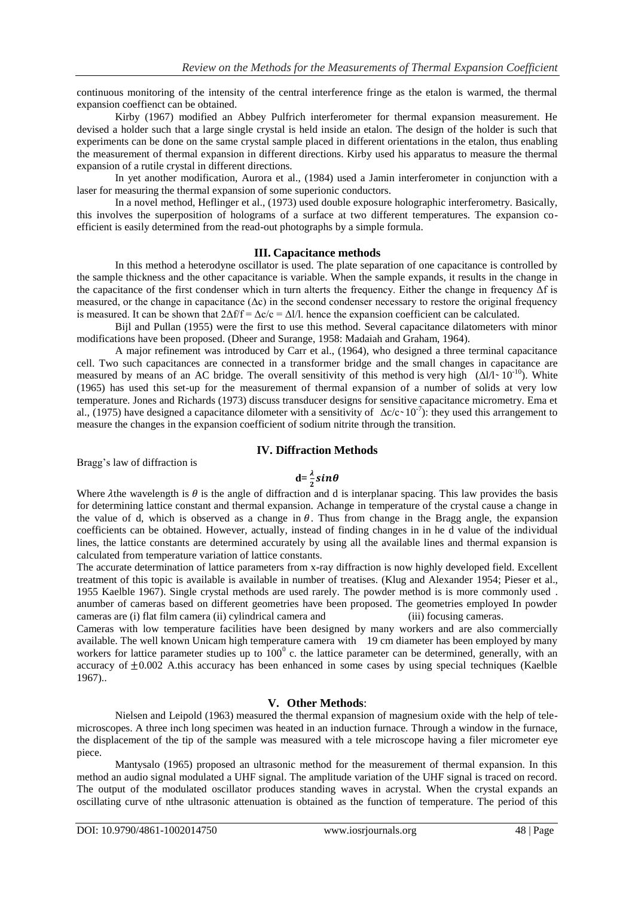continuous monitoring of the intensity of the central interference fringe as the etalon is warmed, the thermal expansion coeffiienct can be obtained.

Kirby (1967) modified an Abbey Pulfrich interferometer for thermal expansion measurement. He devised a holder such that a large single crystal is held inside an etalon. The design of the holder is such that experiments can be done on the same crystal sample placed in different orientations in the etalon, thus enabling the measurement of thermal expansion in different directions. Kirby used his apparatus to measure the thermal expansion of a rutile crystal in different directions.

In yet another modification, Aurora et al., (1984) used a Jamin interferometer in conjunction with a laser for measuring the thermal expansion of some superionic conductors.

In a novel method, Heflinger et al., (1973) used double exposure holographic interferometry. Basically, this involves the superposition of holograms of a surface at two different temperatures. The expansion co-efficient is easily determined from the read-out photographs by a simple formula.

## III. Capacitance methods

In this method a heterodyne oscillator is used. The plate separation of one capacitance is controlled by the sample thickness and the other capacitance is variable. When the sample expands, it results in the change in the capacitance of the first condenser which in turn alterts the frequency. Either the change in frequency $\Delta f$ is measured, or the change in capacitance ($\Delta c$) in the second condenser necessary to restore the original frequency is measured. It can be shown that $2\Delta f/f = \Delta c/c = \Delta l/l$. hence the expansion coefficient can be calculated.

Bijl and Pullan (1955) were the first to use this method. Several capacitance dilatometers with minor modifications have been proposed. (Dheer and Surange, 1958: Madaiah and Graham, 1964).

A major refinement was introduced by Carr et al., (1964), who designed a three terminal capacitance cell. Two such capacitances are connected in a transformer bridge and the small changes in capacitance are measured by means of an AC bridge. The overall sensitivity of this method is very high ($\Delta l/l \sim 10^{-10}$). White (1965) has used this set-up for the measurement of thermal expansion of a number of solids at very low temperature. Jones and Richards (1973) discuss transducer designs for sensitive capacitance micrometry. Ema et al., (1975) have designed a capacitance dilometer with a sensitivity of $\Delta c/c \sim 10^{-7}$): they used this arrangement to measure the changes in the expansion coefficient of sodium nitrite through the transition.

## IV. Diffraction Methods

Bragg's law of diffraction is

$$d = \frac{\lambda}{2} sin\theta$$

Where $\lambda$the wavelength is $\theta$ is the angle of diffraction and d is interplanar spacing. This law provides the basis for determining lattice constant and thermal expansion. Achange in temperature of the crystal cause a change in the value of d, which is observed as a change in $\theta$. Thus from change in the Bragg angle, the expansion coefficients can be obtained. However, actually, instead of finding changes in in he d value of the individual lines, the lattice constants are determined accurately by using all the available lines and thermal expansion is calculated from temperature variation of lattice constants.

The accurate determination of lattice parameters from x-ray diffraction is now highly developed field. Excellent treatment of this topic is available is available in number of treatises. (Klug and Alexander 1954; Pieser et al., 1955 Kaelble 1967). Single crystal methods are used rarely. The powder method is is more commonly used . anumber of cameras based on different geometries have been proposed. The geometries employed In powder cameras are (i) flat film camera (ii) cylindrical camera and (iii) focusing cameras.

Cameras with low temperature facilities have been designed by many workers and are also commercially available. The well known Unicam high temperature camera with 19 cm diameter has been employed by many workers for lattice parameter studies up to $100^0$ c. the lattice parameter can be determined, generally, with an accuracy of $\pm 0.002$ A.this accuracy has been enhanced in some cases by using special techniques (Kaelble 1967)..

## V. Other Methods:

Nielsen and Leipold (1963) measured the thermal expansion of magnesium oxide with the help of tele-microscopes. A three inch long specimen was heated in an induction furnace. Through a window in the furnace, the displacement of the tip of the sample was measured with a tele microscope having a filer micrometer eye piece.

Mantysalo (1965) proposed an ultrasonic method for the measurement of thermal expansion. In this method an audio signal modulated a UHF signal. The amplitude variation of the UHF signal is traced on record. The output of the modulated oscillator produces standing waves in acrystal. When the crystal expands an oscillating curve of nthe ultrasonic attenuation is obtained as the function of temperature. The period of this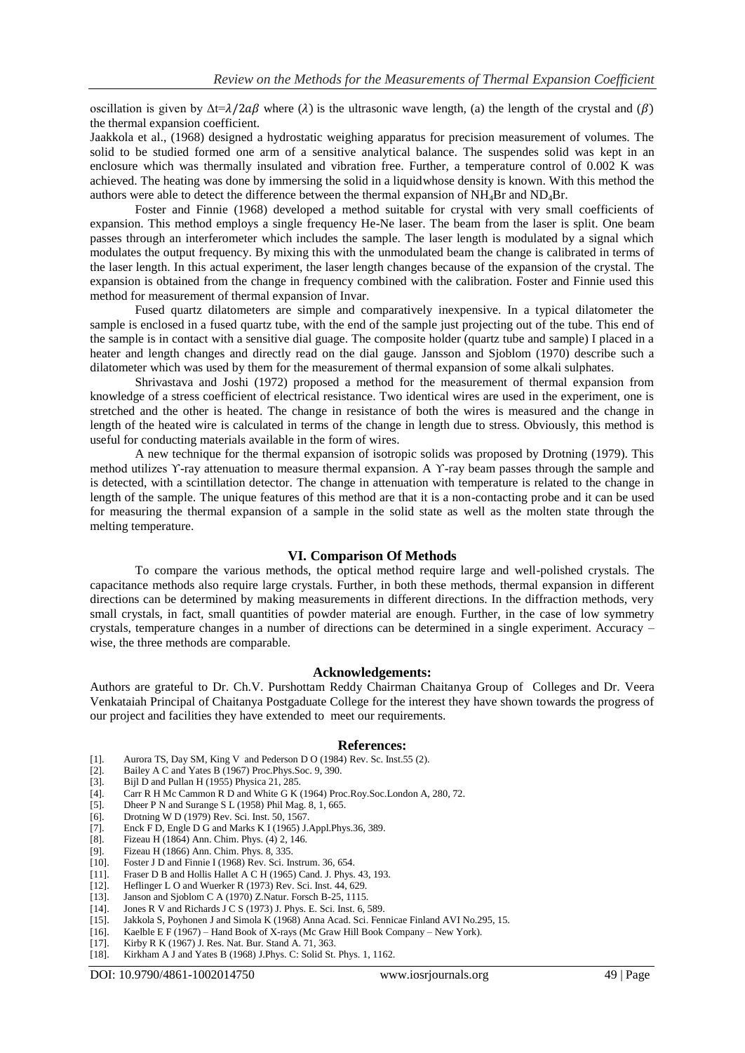oscillation is given by $\Delta t = \lambda / 2a\beta$ where ($\lambda$) is the ultrasonic wave length, (a) the length of the crystal and ($\beta$) the thermal expansion coefficient.

Jaakkola et al., (1968) designed a hydrostatic weighing apparatus for precision measurement of volumes. The solid to be studied formed one arm of a sensitive analytical balance. The suspendes solid was kept in an enclosure which was thermally insulated and vibration free. Further, a temperature control of 0.002 K was achieved. The heating was done by immersing the solid in a liquidwhose density is known. With this method the authors were able to detect the difference between the thermal expansion of $NH_4Br$ and $ND_4Br$.

Foster and Finnie (1968) developed a method suitable for crystal with very small coefficients of expansion. This method employs a single frequency He-Ne laser. The beam from the laser is split. One beam passes through an interferometer which includes the sample. The laser length is modulated by a signal which modulates the output frequency. By mixing this with the unmodulated beam the change is calibrated in terms of the laser length. In this actual experiment, the laser length changes because of the expansion of the crystal. The expansion is obtained from the change in frequency combined with the calibration. Foster and Finnie used this method for measurement of thermal expansion of Invar.

Fused quartz dilatometers are simple and comparatively inexpensive. In a typical dilatometer the sample is enclosed in a fused quartz tube, with the end of the sample just projecting out of the tube. This end of the sample is in contact with a sensitive dial guage. The composite holder (quartz tube and sample) I placed in a heater and length changes and directly read on the dial gauge. Jansson and Sjoblom (1970) describe such a dilatometer which was used by them for the measurement of thermal expansion of some alkali sulphates.

Shrivastava and Joshi (1972) proposed a method for the measurement of thermal expansion from knowledge of a stress coefficient of electrical resistance. Two identical wires are used in the experiment, one is stretched and the other is heated. The change in resistance of both the wires is measured and the change in length of the heated wire is calculated in terms of the change in length due to stress. Obviously, this method is useful for conducting materials available in the form of wires.

A new technique for the thermal expansion of isotropic solids was proposed by Drotning (1979). This method utilizes ϒ-ray attenuation to measure thermal expansion. A ϒ-ray beam passes through the sample and is detected, with a scintillation detector. The change in attenuation with temperature is related to the change in length of the sample. The unique features of this method are that it is a non-contacting probe and it can be used for measuring the thermal expansion of a sample in the solid state as well as the molten state through the melting temperature.

## VI. Comparison Of Methods

To compare the various methods, the optical method require large and well-polished crystals. The capacitance methods also require large crystals. Further, in both these methods, thermal expansion in different directions can be determined by making measurements in different directions. In the diffraction methods, very small crystals, in fact, small quantities of powder material are enough. Further, in the case of low symmetry crystals, temperature changes in a number of directions can be determined in a single experiment. Accuracy – wise, the three methods are comparable.

## Acknowledgements:

Authors are grateful to Dr. Ch.V. Purshottam Reddy Chairman Chaitanya Group of Colleges and Dr. Veera Venkataiah Principal of Chaitanya Postgaduate College for the interest they have shown towards the progress of our project and facilities they have extended to meet our requirements.

## References:

[1]. Aurora TS, Day SM, King V and Pederson D O (1984) Rev. Sc. Inst.55 (2).
[2]. Bailey A C and Yates B (1967) Proc.Phys.Soc. 9, 390.
[3]. Bijl D and Pullan H (1955) Physica 21, 285.
[4]. Carr R H Mc Cammon R D and White G K (1964) Proc.Roy.Soc.London A, 280, 72.
[5]. Dheer P N and Surange S L (1958) Phil Mag. 8, 1, 665.
[6]. Drotning W D (1979) Rev. Sci. Inst. 50, 1567.
[7]. Enck F D, Engle D G and Marks K I (1965) J.Appl.Phys.36, 389.
[8]. Fizeau H (1864) Ann. Chim. Phys. (4) 2, 146.
[9]. Fizeau H (1866) Ann. Chim. Phys. 8, 335.
[10]. Foster J D and Finnie I (1968) Rev. Sci. Instrum. 36, 654.
[11]. Fraser D B and Hollis Hallet A C H (1965) Cand. J. Phys. 43, 193.
[12]. Heflinger L O and Wuerker R (1973) Rev. Sci. Inst. 44, 629.
[13]. Janson and Sjoblom C A (1970) Z.Natur. Forsch B-25, 1115.
[14]. Jones R V and Richards J C S (1973) J. Phys. E. Sci. Inst. 6, 589.
[15]. Jakkola S, Poyhonen J and Simola K (1968) Anna Acad. Sci. Fennicae Finland AVI No.295, 15.
[16]. Kaelble E F (1967) – Hand Book of X-rays (Mc Graw Hill Book Company – New York).
[17]. Kirby R K (1967) J. Res. Nat. Bur. Stand A. 71, 363.
[18]. Kirkham A J and Yates B (1968) J.Phys. C: Solid St. Phys. 1, 1162.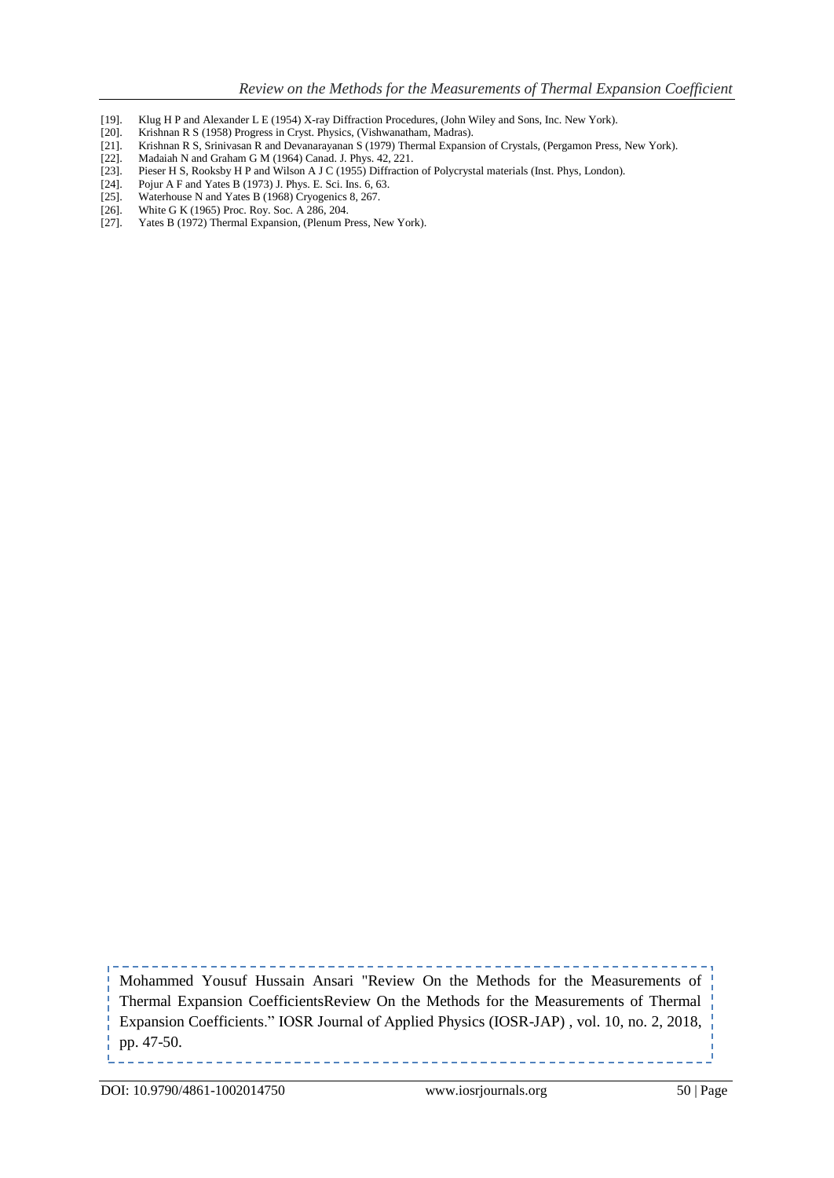[19]. Klug H P and Alexander L E (1954) X-ray Diffraction Procedures, (John Wiley and Sons, Inc. New York).
[20]. Krishnan R S (1958) Progress in Cryst. Physics, (Vishwanatham, Madras).
[21]. Krishnan R S, Srinivasan R and Devanarayanan S (1979) Thermal Expansion of Crystals, (Pergamon Press, New York).
[22]. Madaiah N and Graham G M (1964) Canad. J. Phys. 42, 221.
[23]. Pieser H S, Rooksby H P and Wilson A J C (1955) Diffraction of Polycrystal materials (Inst. Phys, London).
[24]. Pojur A F and Yates B (1973) J. Phys. E. Sci. Ins. 6, 63.
[25]. Waterhouse N and Yates B (1968) Cryogenics 8, 267.
[26]. White G K (1965) Proc. Roy. Soc. A 286, 204.
[27]. Yates B (1972) Thermal Expansion, (Plenum Press, New York).

Mohammed Yousuf Hussain Ansari "Review On the Methods for the Measurements of Thermal Expansion CoefficientsReview On the Methods for the Measurements of Thermal Expansion Coefficients." IOSR Journal of Applied Physics (IOSR-JAP) , vol. 10, no. 2, 2018, pp. 47-50.